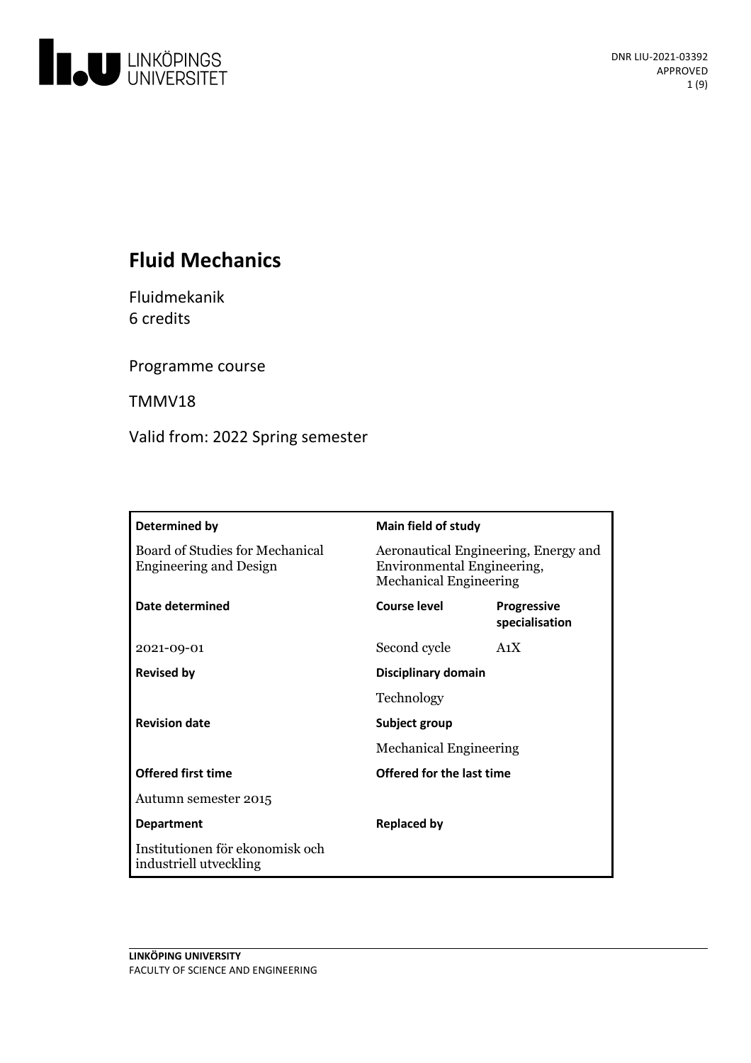DNR LIU-2021-03392
APPROVED

# Fluid Mechanics

Fluidmekanik
6 credits

Programme course

TMMV18

Valid from: 2022 Spring semester

| Determined by | Main field of study | |
|---|---|---|
| Board of Studies for Mechanical Engineering and Design | Aeronautical Engineering, Energy and Environmental Engineering, Mechanical Engineering | |
| **Date determined** | **Course level** | **Progressive specialisation** |
| 2021-09-01 | Second cycle | A1X |
| **Revised by** | **Disciplinary domain** | |
| | Technology | |
| **Revision date** | **Subject group** | |
| | Mechanical Engineering | |
| **Offered first time** | **Offered for the last time** | |
| Autumn semester 2015 | | |
| **Department** | **Replaced by** | |
| Institutionen för ekonomisk och industriell utveckling | | |

LINKÖPING UNIVERSITY
FACULTY OF SCIENCE AND ENGINEERING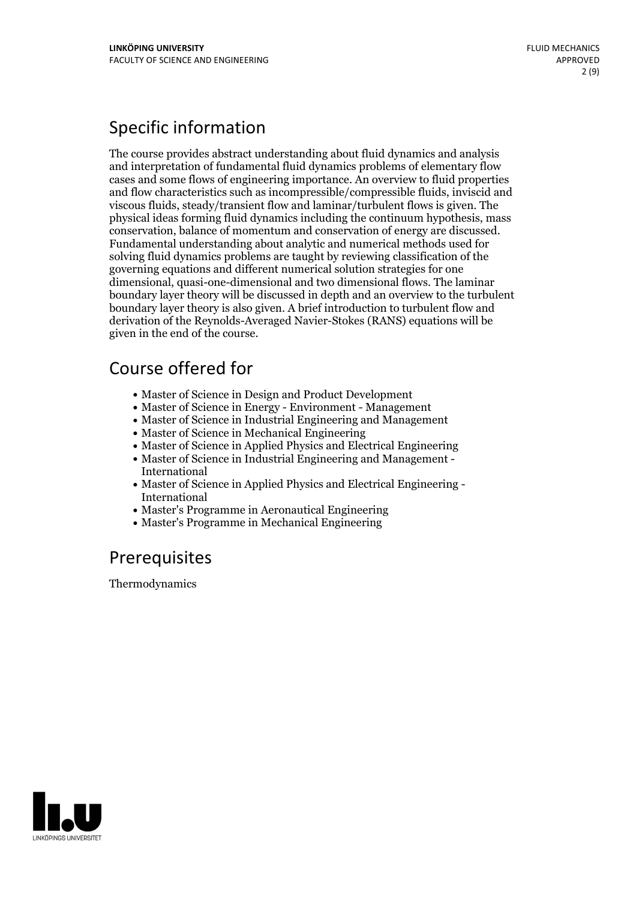## Specific information

The course provides abstract understanding about fluid dynamics and analysis and interpretation of fundamental fluid dynamics problems of elementary flow cases and some flows of engineering importance. An overview to fluid properties and flow characteristics such as incompressible/compressible fluids, inviscid and viscous fluids, steady/transient flow and laminar/turbulent flows is given. The physical ideas forming fluid dynamics including the continuum hypothesis, mass conservation, balance of momentum and conservation of energy are discussed. Fundamental understanding about analytic and numerical methods used for solving fluid dynamics problems are taught by reviewing classification of the governing equations and different numerical solution strategies for one dimensional, quasi-one-dimensional and two dimensional flows. The laminar boundary layer theory will be discussed in depth and an overview to the turbulent boundary layer theory is also given. A brief introduction to turbulent flow and derivation of the Reynolds-Averaged Navier-Stokes (RANS) equations will be given in the end of the course.

## Course offered for

- Master of Science in Design and Product Development
- Master of Science in Energy - Environment - Management
- Master of Science in Industrial Engineering and Management
- Master of Science in Mechanical Engineering
- Master of Science in Applied Physics and Electrical Engineering
- Master of Science in Industrial Engineering and Management - International
- Master of Science in Applied Physics and Electrical Engineering - International
- Master's Programme in Aeronautical Engineering
- Master's Programme in Mechanical Engineering

## Prerequisites

Thermodynamics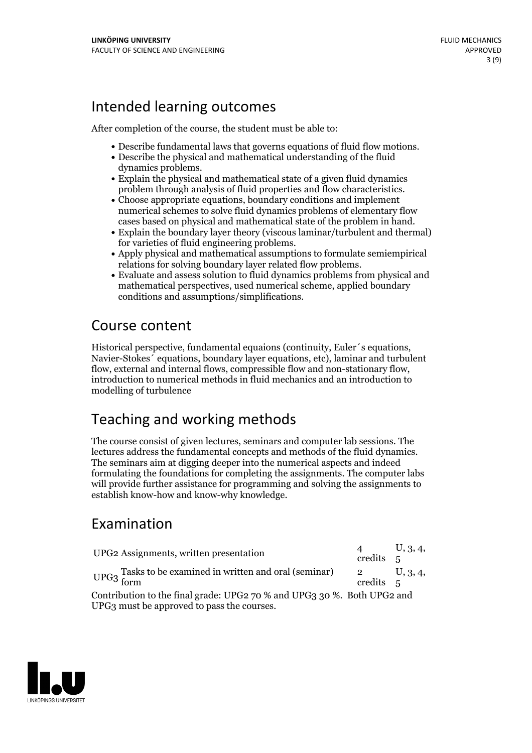## Intended learning outcomes

After completion of the course, the student must be able to:

- Describe fundamental laws that governs equations of fluid flow motions.
- Describe the physical and mathematical understanding of the fluid dynamics problems.
- Explain the physical and mathematical state of a given fluid dynamics problem through analysis of fluid properties and flow characteristics.
- Choose appropriate equations, boundary conditions and implement numerical schemes to solve fluid dynamics problems of elementary flow cases based on physical and mathematical state of the problem in hand.
- Explain the boundary layer theory (viscous laminar/turbulent and thermal) for varieties of fluid engineering problems.
- Apply physical and mathematical assumptions to formulate semiempirical relations for solving boundary layer related flow problems.
- Evaluate and assess solution to fluid dynamics problems from physical and mathematical perspectives, used numerical scheme, applied boundary conditions and assumptions/simplifications.

## Course content

Historical perspective, fundamental equaions (continuity, Euler´s equations, Navier-Stokes´ equations, boundary layer equations, etc), laminar and turbulent flow, external and internal flows, compressible flow and non-stationary flow, introduction to numerical methods in fluid mechanics and an introduction to modelling of turbulence

## Teaching and working methods

The course consist of given lectures, seminars and computer lab sessions. The lectures address the fundamental concepts and methods of the fluid dynamics. The seminars aim at digging deeper into the numerical aspects and indeed formulating the foundations for completing the assignments. The computer labs will provide further assistance for programming and solving the assignments to establish know-how and know-why knowledge.

## Examination

| | | | |
|---|---|---|---|
| UPG2 | Assignments, written presentation | 4 credits | U, 3, 4, 5 |
| UPG3 | Tasks to be examined in written and oral (seminar) form | 2 credits | U, 3, 4, 5 |

Contribution to the final grade: UPG2 70 % and UPG3 30 %. Both UPG2 and UPG3 must be approved to pass the courses.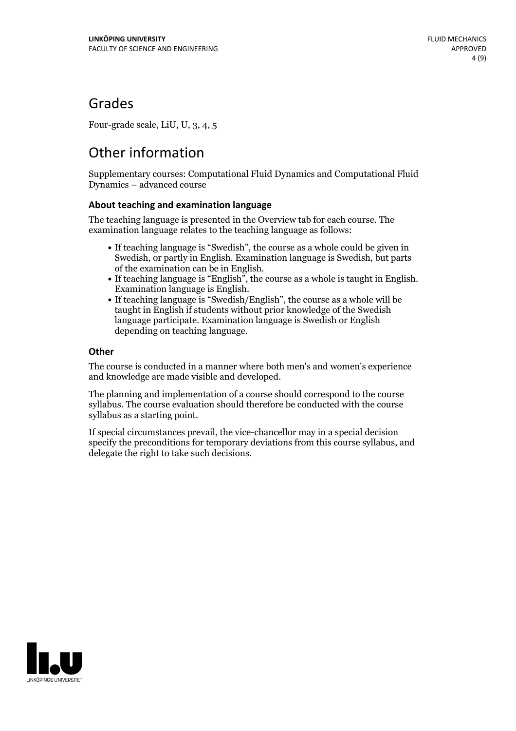## Grades

Four-grade scale, LiU, U, 3, 4, 5

## Other information

Supplementary courses: Computational Fluid Dynamics and Computational Fluid Dynamics – advanced course

### About teaching and examination language

The teaching language is presented in the Overview tab for each course. The examination language relates to the teaching language as follows:

- If teaching language is "Swedish", the course as a whole could be given in Swedish, or partly in English. Examination language is Swedish, but parts of the examination can be in English.
- If teaching language is "English", the course as a whole is taught in English. Examination language is English.
- If teaching language is "Swedish/English", the course as a whole will be taught in English if students without prior knowledge of the Swedish language participate. Examination language is Swedish or English depending on teaching language.

### Other

The course is conducted in a manner where both men's and women's experience and knowledge are made visible and developed.

The planning and implementation of a course should correspond to the course syllabus. The course evaluation should therefore be conducted with the course syllabus as a starting point.

If special circumstances prevail, the vice-chancellor may in a special decision specify the preconditions for temporary deviations from this course syllabus, and delegate the right to take such decisions.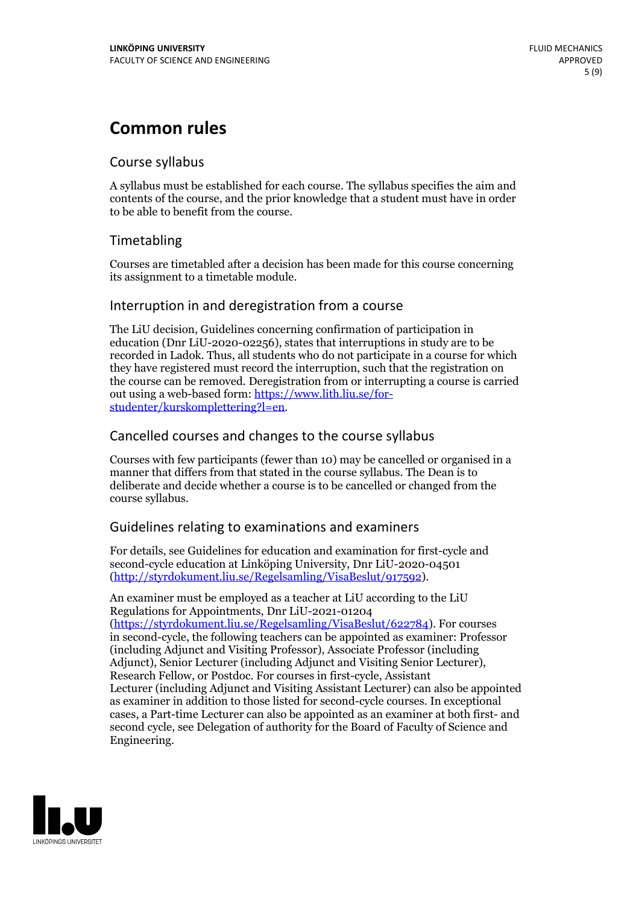# Common rules

## Course syllabus

A syllabus must be established for each course. The syllabus specifies the aim and contents of the course, and the prior knowledge that a student must have in order to be able to benefit from the course.

## Timetabling

Courses are timetabled after a decision has been made for this course concerning its assignment to a timetable module.

## Interruption in and deregistration from a course

The LiU decision, Guidelines concerning confirmation of participation in education (Dnr LiU-2020-02256), states that interruptions in study are to be recorded in Ladok. Thus, all students who do not participate in a course for which they have registered must record the interruption, such that the registration on the course can be removed. Deregistration from or interrupting a course is carried out using a web-based form: https://www.lith.liu.se/for-studenter/kurskomplettering?l=en.

## Cancelled courses and changes to the course syllabus

Courses with few participants (fewer than 10) may be cancelled or organised in a manner that differs from that stated in the course syllabus. The Dean is to deliberate and decide whether a course is to be cancelled or changed from the course syllabus.

## Guidelines relating to examinations and examiners

For details, see Guidelines for education and examination for first-cycle and second-cycle education at Linköping University, Dnr LiU-2020-04501 (http://styrdokument.liu.se/Regelsamling/VisaBeslut/917592).

An examiner must be employed as a teacher at LiU according to the LiU Regulations for Appointments, Dnr LiU-2021-01204 (https://styrdokument.liu.se/Regelsamling/VisaBeslut/622784). For courses in second-cycle, the following teachers can be appointed as examiner: Professor (including Adjunct and Visiting Professor), Associate Professor (including Adjunct), Senior Lecturer (including Adjunct and Visiting Senior Lecturer), Research Fellow, or Postdoc. For courses in first-cycle, Assistant Lecturer (including Adjunct and Visiting Assistant Lecturer) can also be appointed as examiner in addition to those listed for second-cycle courses. In exceptional cases, a Part-time Lecturer can also be appointed as an examiner at both first- and second cycle, see Delegation of authority for the Board of Faculty of Science and Engineering.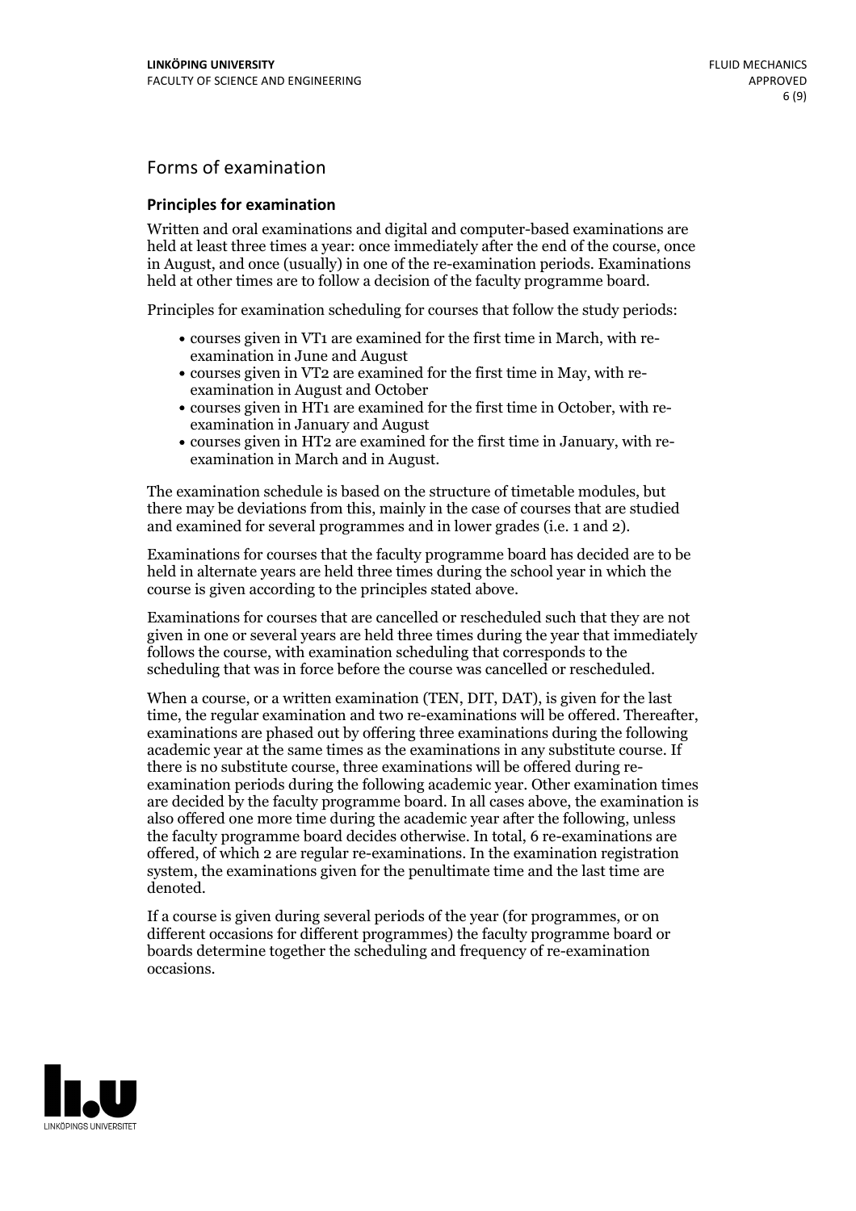## Forms of examination

### Principles for examination

Written and oral examinations and digital and computer-based examinations are held at least three times a year: once immediately after the end of the course, once in August, and once (usually) in one of the re-examination periods. Examinations held at other times are to follow a decision of the faculty programme board.

Principles for examination scheduling for courses that follow the study periods:

- courses given in VT1 are examined for the first time in March, with re-examination in June and August
- courses given in VT2 are examined for the first time in May, with re-examination in August and October
- courses given in HT1 are examined for the first time in October, with re-examination in January and August
- courses given in HT2 are examined for the first time in January, with re-examination in March and in August.

The examination schedule is based on the structure of timetable modules, but there may be deviations from this, mainly in the case of courses that are studied and examined for several programmes and in lower grades (i.e. 1 and 2).

Examinations for courses that the faculty programme board has decided are to be held in alternate years are held three times during the school year in which the course is given according to the principles stated above.

Examinations for courses that are cancelled or rescheduled such that they are not given in one or several years are held three times during the year that immediately follows the course, with examination scheduling that corresponds to the scheduling that was in force before the course was cancelled or rescheduled.

When a course, or a written examination (TEN, DIT, DAT), is given for the last time, the regular examination and two re-examinations will be offered. Thereafter, examinations are phased out by offering three examinations during the following academic year at the same times as the examinations in any substitute course. If there is no substitute course, three examinations will be offered during re-examination periods during the following academic year. Other examination times are decided by the faculty programme board. In all cases above, the examination is also offered one more time during the academic year after the following, unless the faculty programme board decides otherwise. In total, 6 re-examinations are offered, of which 2 are regular re-examinations. In the examination registration system, the examinations given for the penultimate time and the last time are denoted.

If a course is given during several periods of the year (for programmes, or on different occasions for different programmes) the faculty programme board or boards determine together the scheduling and frequency of re-examination occasions.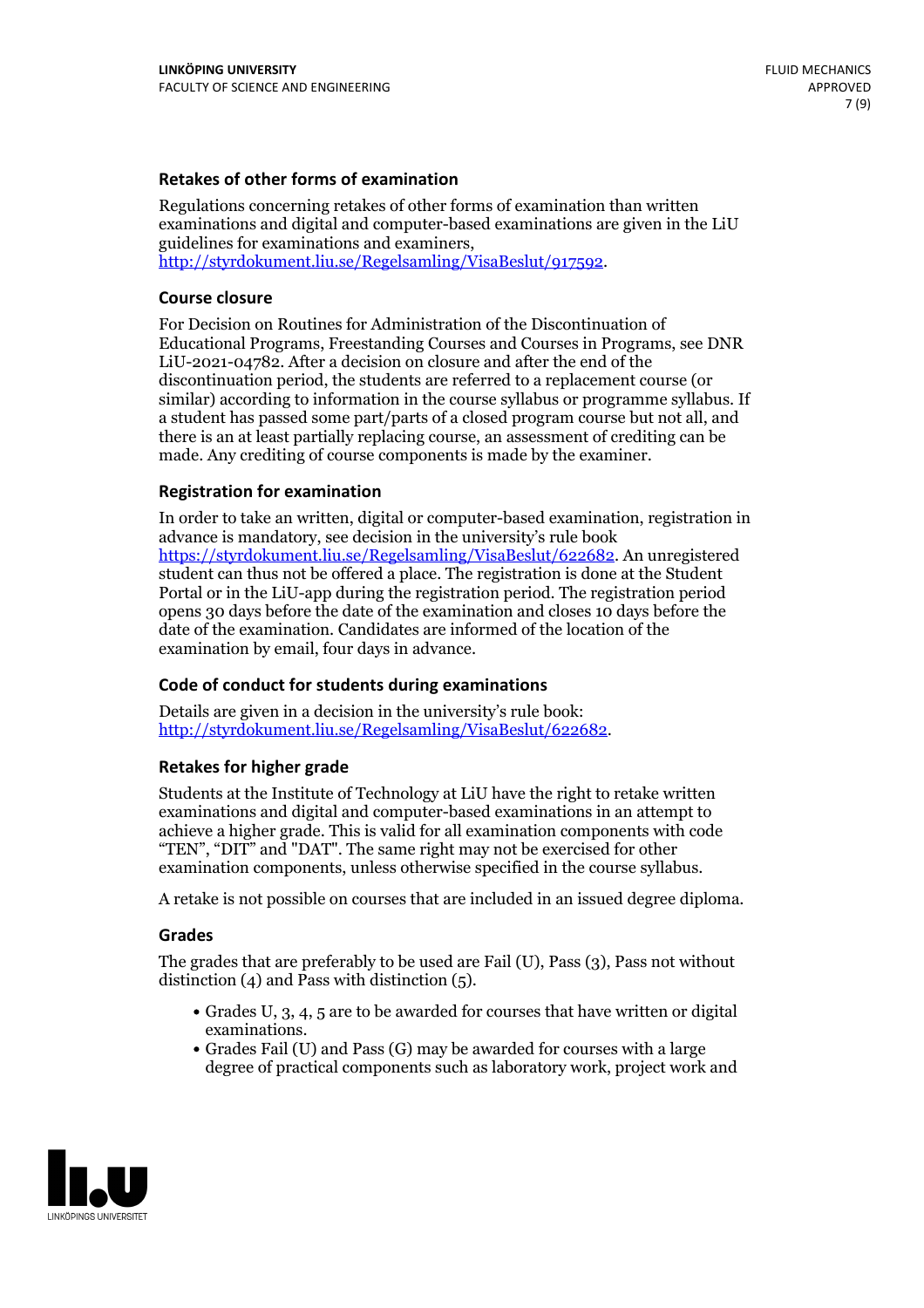### Retakes of other forms of examination

Regulations concerning retakes of other forms of examination than written examinations and digital and computer-based examinations are given in the LiU guidelines for examinations and examiners, http://styrdokument.liu.se/Regelsamling/VisaBeslut/917592.

### Course closure

For Decision on Routines for Administration of the Discontinuation of Educational Programs, Freestanding Courses and Courses in Programs, see DNR LiU-2021-04782. After a decision on closure and after the end of the discontinuation period, the students are referred to a replacement course (or similar) according to information in the course syllabus or programme syllabus. If a student has passed some part/parts of a closed program course but not all, and there is an at least partially replacing course, an assessment of crediting can be made. Any crediting of course components is made by the examiner.

### Registration for examination

In order to take an written, digital or computer-based examination, registration in advance is mandatory, see decision in the university's rule book https://styrdokument.liu.se/Regelsamling/VisaBeslut/622682. An unregistered student can thus not be offered a place. The registration is done at the Student Portal or in the LiU-app during the registration period. The registration period opens 30 days before the date of the examination and closes 10 days before the date of the examination. Candidates are informed of the location of the examination by email, four days in advance.

### Code of conduct for students during examinations

Details are given in a decision in the university's rule book: http://styrdokument.liu.se/Regelsamling/VisaBeslut/622682.

### Retakes for higher grade

Students at the Institute of Technology at LiU have the right to retake written examinations and digital and computer-based examinations in an attempt to achieve a higher grade. This is valid for all examination components with code "TEN", "DIT" and "DAT". The same right may not be exercised for other examination components, unless otherwise specified in the course syllabus.

A retake is not possible on courses that are included in an issued degree diploma.

### Grades

The grades that are preferably to be used are Fail (U), Pass (3), Pass not without distinction (4) and Pass with distinction (5).

- Grades U, 3, 4, 5 are to be awarded for courses that have written or digital examinations.
- Grades Fail (U) and Pass (G) may be awarded for courses with a large degree of practical components such as laboratory work, project work and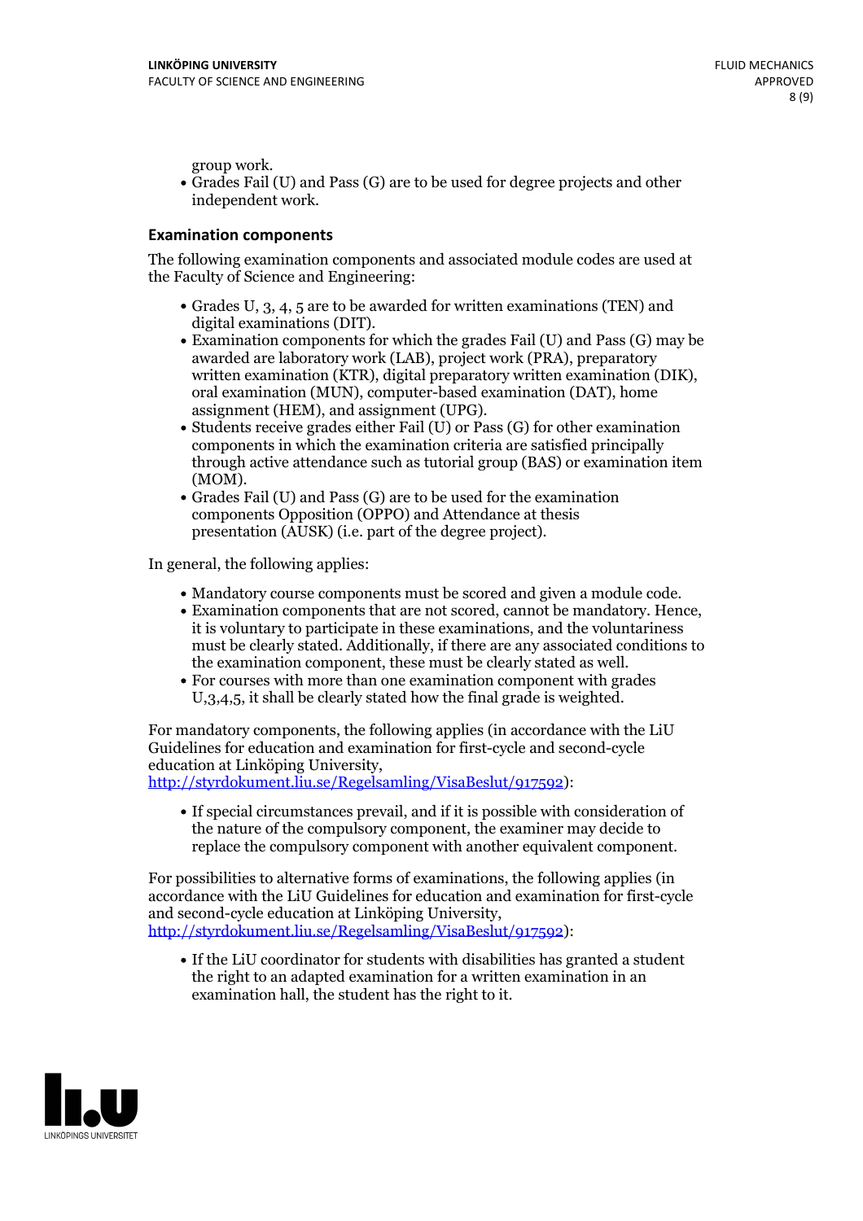group work.

- Grades Fail (U) and Pass (G) are to be used for degree projects and other independent work.

### Examination components

The following examination components and associated module codes are used at the Faculty of Science and Engineering:

- Grades U, 3, 4, 5 are to be awarded for written examinations (TEN) and digital examinations (DIT).
- Examination components for which the grades Fail (U) and Pass (G) may be awarded are laboratory work (LAB), project work (PRA), preparatory written examination (KTR), digital preparatory written examination (DIK), oral examination (MUN), computer-based examination (DAT), home assignment (HEM), and assignment (UPG).
- Students receive grades either Fail (U) or Pass (G) for other examination components in which the examination criteria are satisfied principally through active attendance such as tutorial group (BAS) or examination item (MOM).
- Grades Fail (U) and Pass (G) are to be used for the examination components Opposition (OPPO) and Attendance at thesis presentation (AUSK) (i.e. part of the degree project).

In general, the following applies:

- Mandatory course components must be scored and given a module code.
- Examination components that are not scored, cannot be mandatory. Hence, it is voluntary to participate in these examinations, and the voluntariness must be clearly stated. Additionally, if there are any associated conditions to the examination component, these must be clearly stated as well.
- For courses with more than one examination component with grades U,3,4,5, it shall be clearly stated how the final grade is weighted.

For mandatory components, the following applies (in accordance with the LiU Guidelines for education and examination for first-cycle and second-cycle education at Linköping University, http://styrdokument.liu.se/Regelsamling/VisaBeslut/917592):

- If special circumstances prevail, and if it is possible with consideration of the nature of the compulsory component, the examiner may decide to replace the compulsory component with another equivalent component.

For possibilities to alternative forms of examinations, the following applies (in accordance with the LiU Guidelines for education and examination for first-cycle and second-cycle education at Linköping University, http://styrdokument.liu.se/Regelsamling/VisaBeslut/917592):

- If the LiU coordinator for students with disabilities has granted a student the right to an adapted examination for a written examination in an examination hall, the student has the right to it.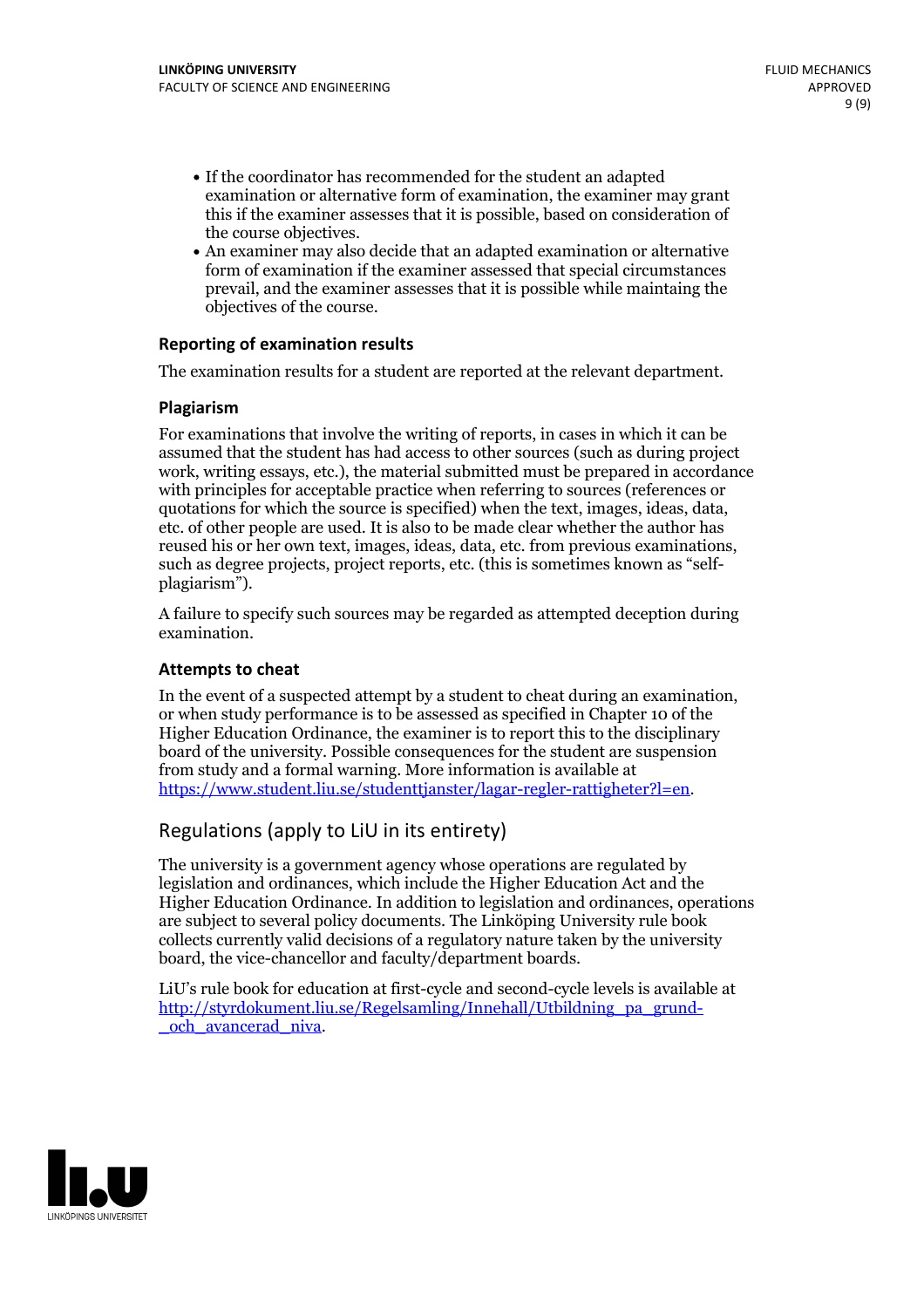- If the coordinator has recommended for the student an adapted examination or alternative form of examination, the examiner may grant this if the examiner assesses that it is possible, based on consideration of the course objectives.
- An examiner may also decide that an adapted examination or alternative form of examination if the examiner assessed that special circumstances prevail, and the examiner assesses that it is possible while maintaing the objectives of the course.

### Reporting of examination results

The examination results for a student are reported at the relevant department.

### Plagiarism

For examinations that involve the writing of reports, in cases in which it can be assumed that the student has had access to other sources (such as during project work, writing essays, etc.), the material submitted must be prepared in accordance with principles for acceptable practice when referring to sources (references or quotations for which the source is specified) when the text, images, ideas, data, etc. of other people are used. It is also to be made clear whether the author has reused his or her own text, images, ideas, data, etc. from previous examinations, such as degree projects, project reports, etc. (this is sometimes known as "self-plagiarism").

A failure to specify such sources may be regarded as attempted deception during examination.

### Attempts to cheat

In the event of a suspected attempt by a student to cheat during an examination, or when study performance is to be assessed as specified in Chapter 10 of the Higher Education Ordinance, the examiner is to report this to the disciplinary board of the university. Possible consequences for the student are suspension from study and a formal warning. More information is available at https://www.student.liu.se/studenttjanster/lagar-regler-rattigheter?l=en.

## Regulations (apply to LiU in its entirety)

The university is a government agency whose operations are regulated by legislation and ordinances, which include the Higher Education Act and the Higher Education Ordinance. In addition to legislation and ordinances, operations are subject to several policy documents. The Linköping University rule book collects currently valid decisions of a regulatory nature taken by the university board, the vice-chancellor and faculty/department boards.

LiU's rule book for education at first-cycle and second-cycle levels is available at http://styrdokument.liu.se/Regelsamling/Innehall/Utbildning_pa_grund-_och_avancerad_niva.